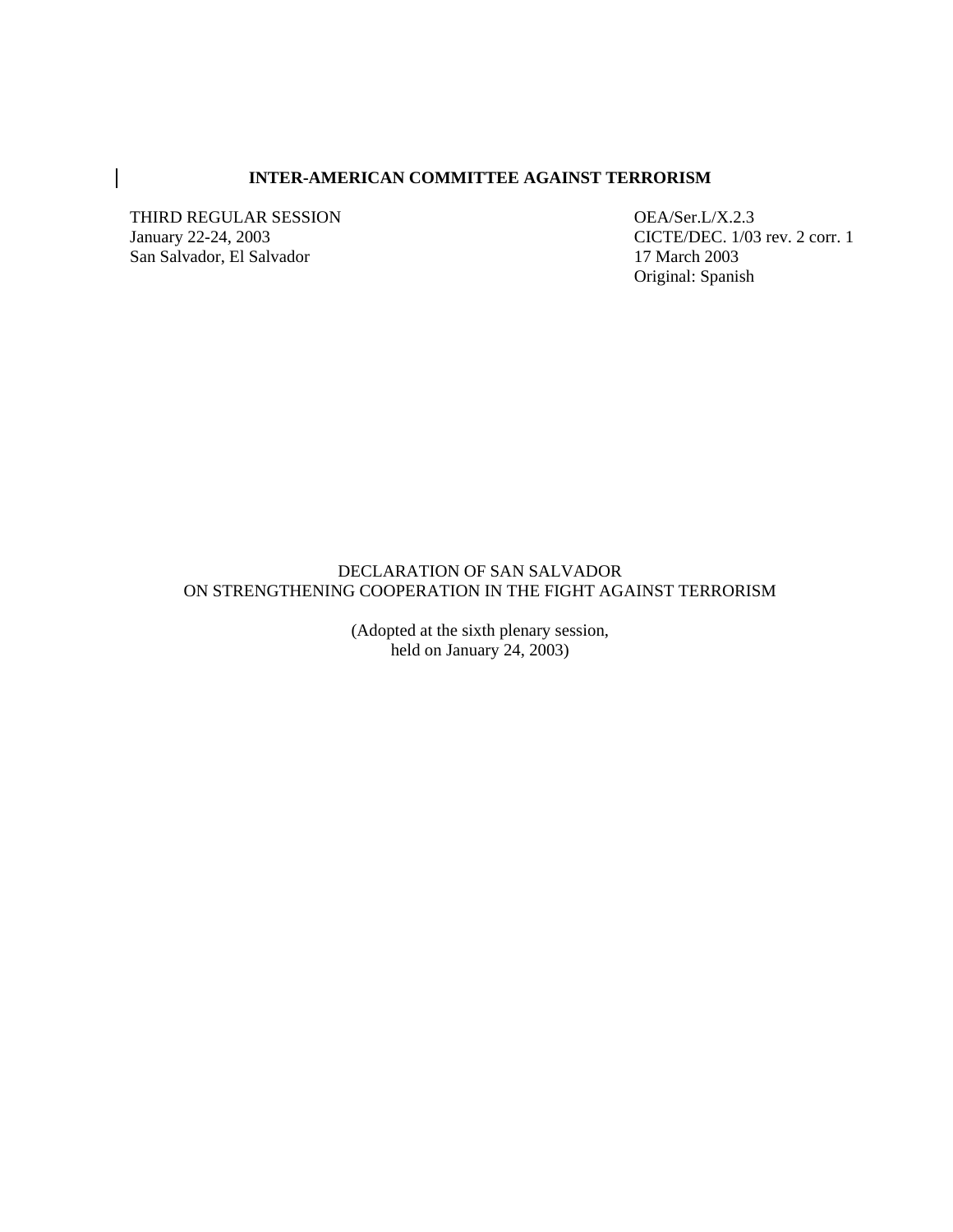**INTER-AMERICAN COMMITTEE AGAINST TERRORISM**

THIRD REGULAR SESSION
January 22-24, 2003
San Salvador, El Salvador

OEA/Ser.L/X.2.3
CICTE/DEC. 1/03 rev. 2 corr. 1
17 March 2003
Original: Spanish

DECLARATION OF SAN SALVADOR
ON STRENGTHENING COOPERATION IN THE FIGHT AGAINST TERRORISM

(Adopted at the sixth plenary session,
held on January 24, 2003)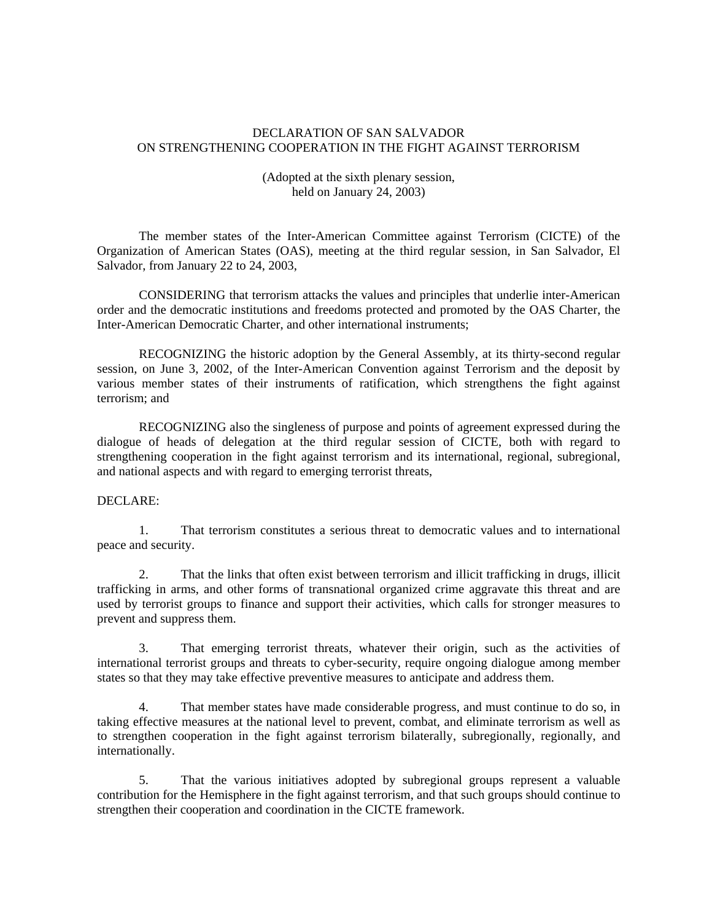# DECLARATION OF SAN SALVADOR
## ON STRENGTHENING COOPERATION IN THE FIGHT AGAINST TERRORISM

(Adopted at the sixth plenary session,
held on January 24, 2003)

The member states of the Inter-American Committee against Terrorism (CICTE) of the Organization of American States (OAS), meeting at the third regular session, in San Salvador, El Salvador, from January 22 to 24, 2003,

CONSIDERING that terrorism attacks the values and principles that underlie inter-American order and the democratic institutions and freedoms protected and promoted by the OAS Charter, the Inter-American Democratic Charter, and other international instruments;

RECOGNIZING the historic adoption by the General Assembly, at its thirty-second regular session, on June 3, 2002, of the Inter-American Convention against Terrorism and the deposit by various member states of their instruments of ratification, which strengthens the fight against terrorism; and

RECOGNIZING also the singleness of purpose and points of agreement expressed during the dialogue of heads of delegation at the third regular session of CICTE, both with regard to strengthening cooperation in the fight against terrorism and its international, regional, subregional, and national aspects and with regard to emerging terrorist threats,

DECLARE:

1. That terrorism constitutes a serious threat to democratic values and to international peace and security.

2. That the links that often exist between terrorism and illicit trafficking in drugs, illicit trafficking in arms, and other forms of transnational organized crime aggravate this threat and are used by terrorist groups to finance and support their activities, which calls for stronger measures to prevent and suppress them.

3. That emerging terrorist threats, whatever their origin, such as the activities of international terrorist groups and threats to cyber-security, require ongoing dialogue among member states so that they may take effective preventive measures to anticipate and address them.

4. That member states have made considerable progress, and must continue to do so, in taking effective measures at the national level to prevent, combat, and eliminate terrorism as well as to strengthen cooperation in the fight against terrorism bilaterally, subregionally, regionally, and internationally.

5. That the various initiatives adopted by subregional groups represent a valuable contribution for the Hemisphere in the fight against terrorism, and that such groups should continue to strengthen their cooperation and coordination in the CICTE framework.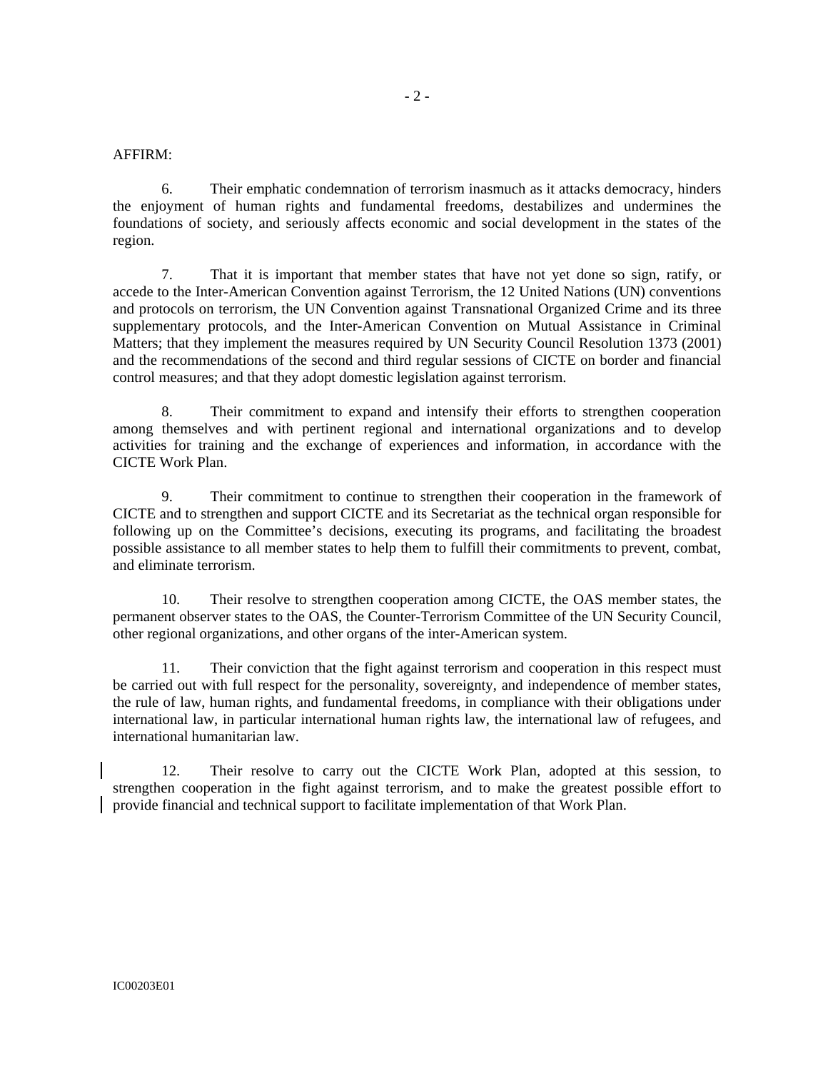AFFIRM:

6. Their emphatic condemnation of terrorism inasmuch as it attacks democracy, hinders the enjoyment of human rights and fundamental freedoms, destabilizes and undermines the foundations of society, and seriously affects economic and social development in the states of the region.

7. That it is important that member states that have not yet done so sign, ratify, or accede to the Inter-American Convention against Terrorism, the 12 United Nations (UN) conventions and protocols on terrorism, the UN Convention against Transnational Organized Crime and its three supplementary protocols, and the Inter-American Convention on Mutual Assistance in Criminal Matters; that they implement the measures required by UN Security Council Resolution 1373 (2001) and the recommendations of the second and third regular sessions of CICTE on border and financial control measures; and that they adopt domestic legislation against terrorism.

8. Their commitment to expand and intensify their efforts to strengthen cooperation among themselves and with pertinent regional and international organizations and to develop activities for training and the exchange of experiences and information, in accordance with the CICTE Work Plan.

9. Their commitment to continue to strengthen their cooperation in the framework of CICTE and to strengthen and support CICTE and its Secretariat as the technical organ responsible for following up on the Committee's decisions, executing its programs, and facilitating the broadest possible assistance to all member states to help them to fulfill their commitments to prevent, combat, and eliminate terrorism.

10. Their resolve to strengthen cooperation among CICTE, the OAS member states, the permanent observer states to the OAS, the Counter-Terrorism Committee of the UN Security Council, other regional organizations, and other organs of the inter-American system.

11. Their conviction that the fight against terrorism and cooperation in this respect must be carried out with full respect for the personality, sovereignty, and independence of member states, the rule of law, human rights, and fundamental freedoms, in compliance with their obligations under international law, in particular international human rights law, the international law of refugees, and international humanitarian law.

12. Their resolve to carry out the CICTE Work Plan, adopted at this session, to strengthen cooperation in the fight against terrorism, and to make the greatest possible effort to provide financial and technical support to facilitate implementation of that Work Plan.